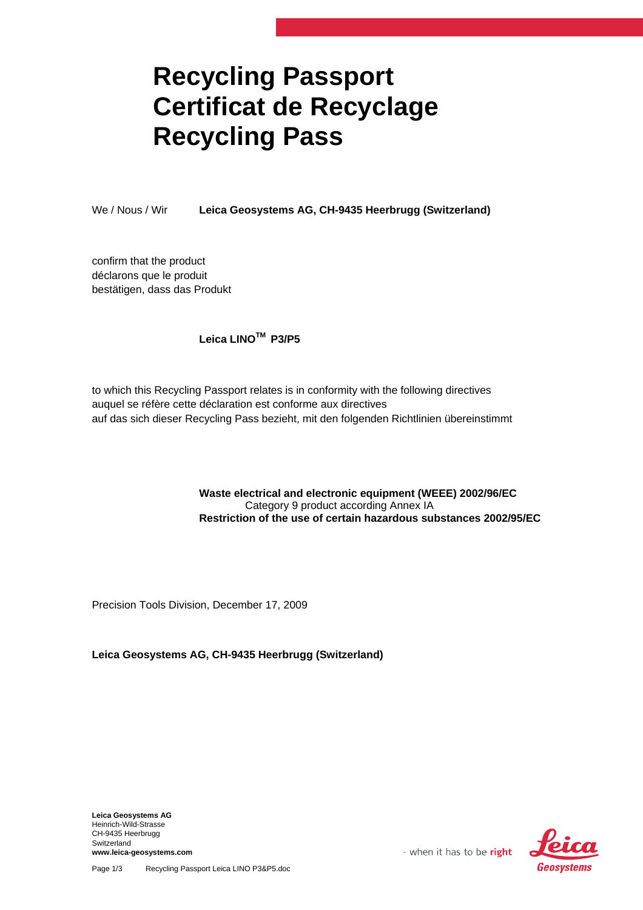# Recycling Passport
# Certificat de Recyclage
# Recycling Pass

We / Nous / Wir **Leica Geosystems AG, CH-9435 Heerbrugg (Switzerland)**

confirm that the product
déclarons que le produit
bestätigen, dass das Produkt

**Leica LINO™ P3/P5**

to which this Recycling Passport relates is in conformity with the following directives
auquel se réfère cette déclaration est conforme aux directives
auf das sich dieser Recycling Pass bezieht, mit den folgenden Richtlinien übereinstimmt

**Waste electrical and electronic equipment (WEEE) 2002/96/EC**
Category 9 product according Annex IA
**Restriction of the use of certain hazardous substances 2002/95/EC**

Precision Tools Division, December 17, 2009

**Leica Geosystems AG, CH-9435 Heerbrugg (Switzerland)**

**Leica Geosystems AG**
Heinrich-Wild-Strasse
CH-9435 Heerbrugg
Switzerland
**www.leica-geosystems.com**

- when it has to be **right**

Leica Geosystems

Recycling Passport Leica LINO P3&P5.doc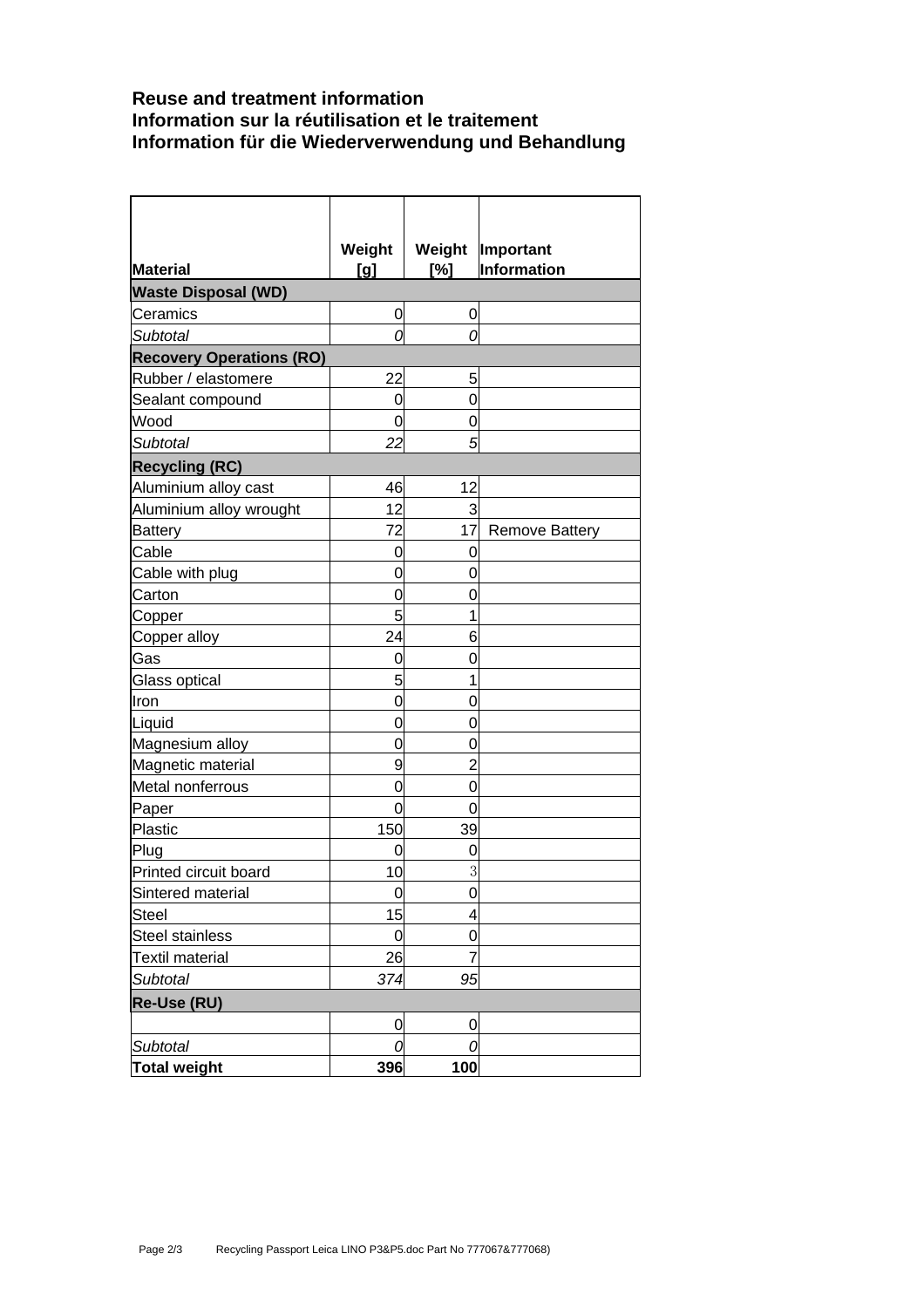**Reuse and treatment information**
**Information sur la réutilisation et le traitement**
**Information für die Wiederverwendung und Behandlung**

| Material | Weight [g] | Weight [%] | Important Information |
|---|---|---|---|
| **Waste Disposal (WD)** | | | |
| Ceramics | 0 | 0 | |
| *Subtotal* | *0* | *0* | |
| **Recovery Operations (RO)** | | | |
| Rubber / elastomere | 22 | 5 | |
| Sealant compound | 0 | 0 | |
| Wood | 0 | 0 | |
| *Subtotal* | *22* | *5* | |
| **Recycling (RC)** | | | |
| Aluminium alloy cast | 46 | 12 | |
| Aluminium alloy wrought | 12 | 3 | |
| Battery | 72 | 17 | Remove Battery |
| Cable | 0 | 0 | |
| Cable with plug | 0 | 0 | |
| Carton | 0 | 0 | |
| Copper | 5 | 1 | |
| Copper alloy | 24 | 6 | |
| Gas | 0 | 0 | |
| Glass optical | 5 | 1 | |
| Iron | 0 | 0 | |
| Liquid | 0 | 0 | |
| Magnesium alloy | 0 | 0 | |
| Magnetic material | 9 | 2 | |
| Metal nonferrous | 0 | 0 | |
| Paper | 0 | 0 | |
| Plastic | 150 | 39 | |
| Plug | 0 | 0 | |
| Printed circuit board | 10 | 3 | |
| Sintered material | 0 | 0 | |
| Steel | 15 | 4 | |
| Steel stainless | 0 | 0 | |
| Textil material | 26 | 7 | |
| *Subtotal* | *374* | *95* | |
| **Re-Use (RU)** | | | |
| | 0 | 0 | |
| *Subtotal* | *0* | *0* | |
| **Total weight** | **396** | **100** | |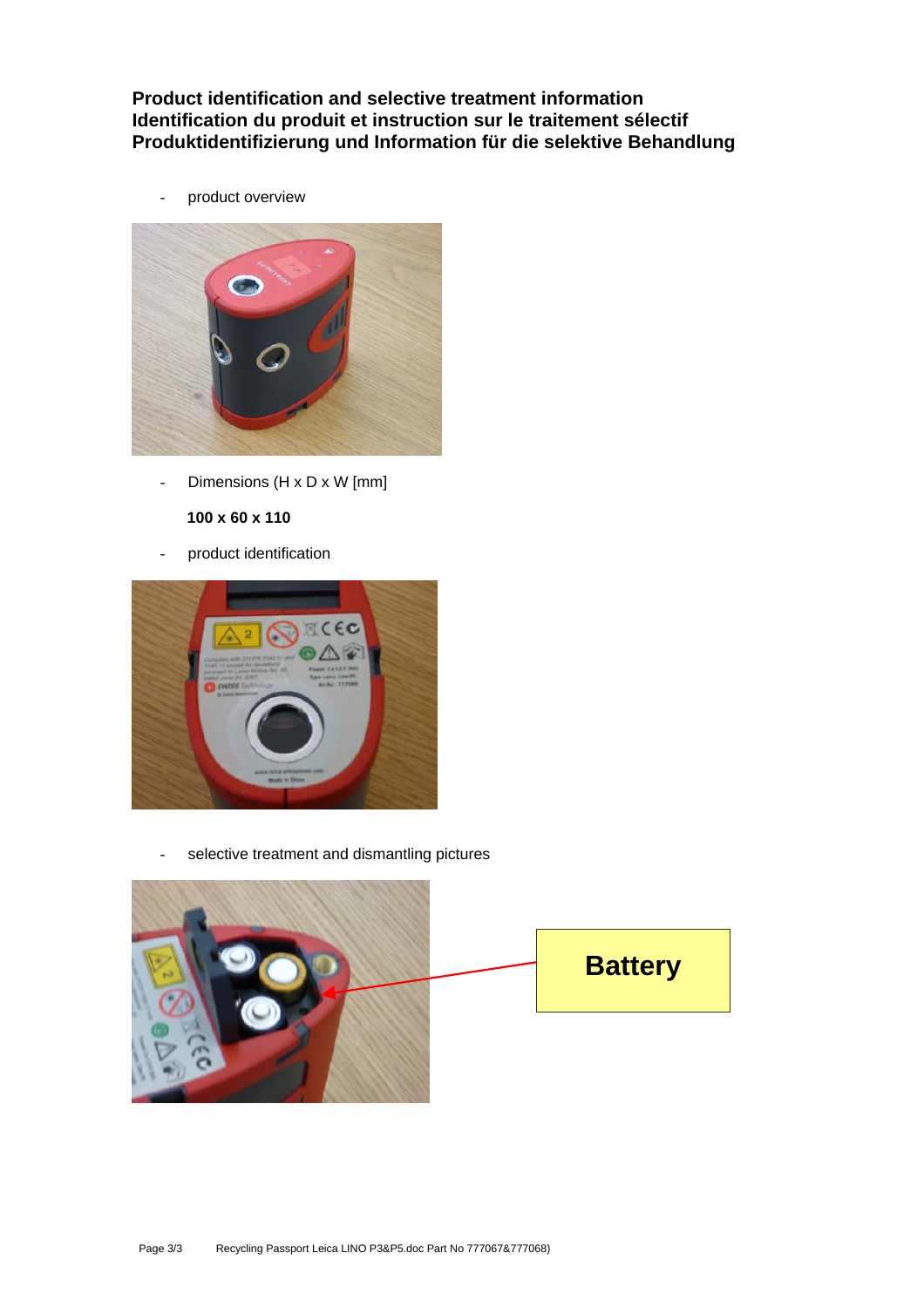**Product identification and selective treatment information**
**Identification du produit et instruction sur le traitement sélectif**
**Produktidentifizierung und Information für die selektive Behandlung**

- product overview

- Dimensions (H x D x W [mm]

  **100 x 60 x 110**

- product identification

- selective treatment and dismantling pictures

**Battery**